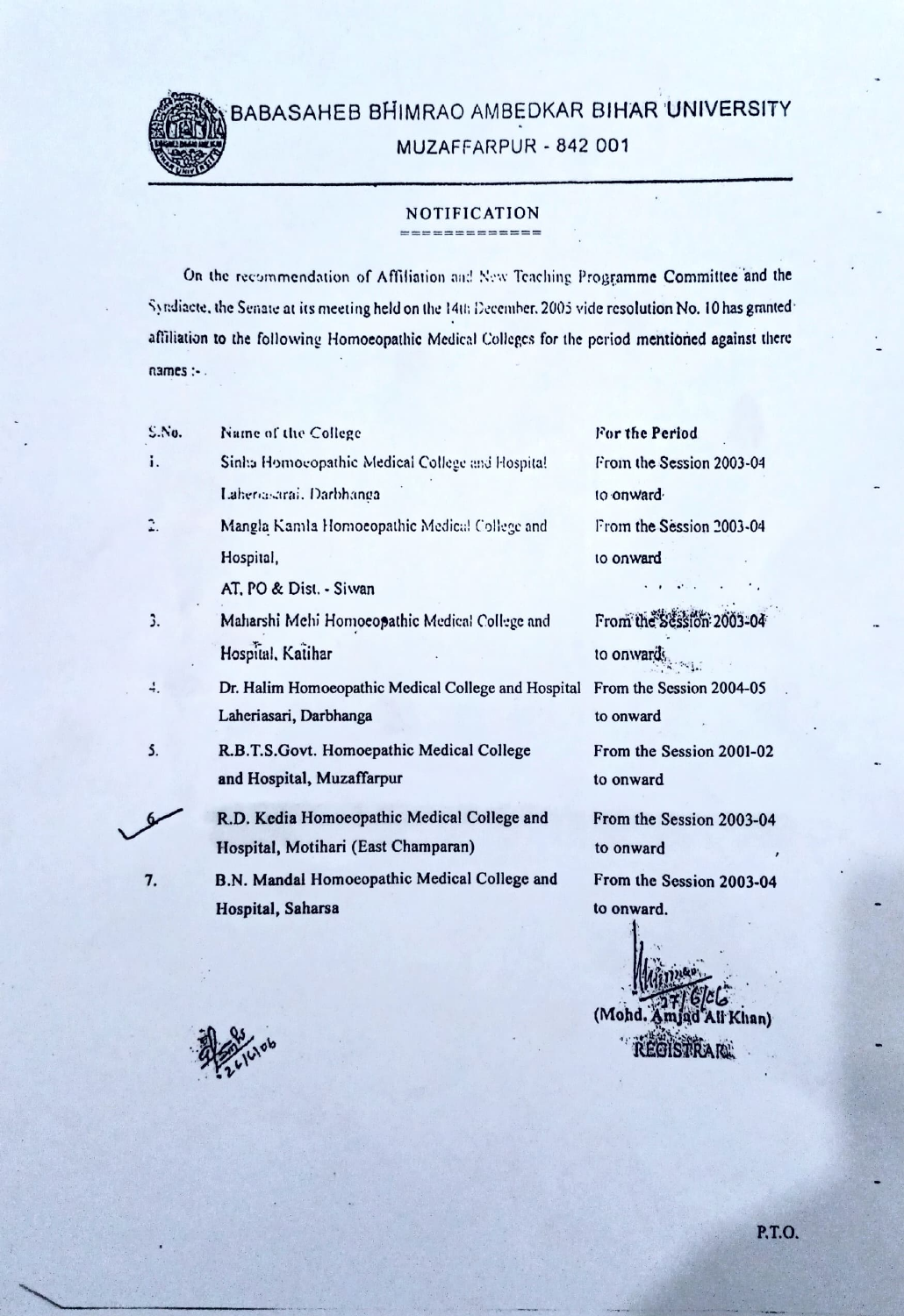# BABASAHEB BHIMRAO AMBEDKAR BIHAR UNIVERSITY

MUZAFFARPUR - 842 001

## NOTIFICATION

On the recommendation of Affiliation and New Teaching Programme Committee and the Syndiacte, the Senate at its meeting held on the 14th December, 2005 vide resolution No. 10 has granted affiliation to the following Homoeopathic Medical Colleges for the period mentioned against there names :-

| S.No. | Name of the College | For the Period |
|---|---|---|
| 1. | Sinha Homoeopathic Medical College and Hospital Laheriasarai, Darbhanga | From the Session 2003-04 to onward |
| 2. | Mangla Kamla Homoeopathic Medical College and Hospital, AT, PO & Dist. - Siwan | From the Session 2003-04 to onward |
| 3. | Maharshi Mehi Homoeopathic Medical College and Hospital, Katihar | From the Session 2003-04 to onward |
| 4. | Dr. Halim Homoeopathic Medical College and Hospital Laheriasari, Darbhanga | From the Session 2004-05 to onward |
| 5. | R.B.T.S.Govt. Homoepathic Medical College and Hospital, Muzaffarpur | From the Session 2001-02 to onward |
| 6. | R.D. Kedia Homoeopathic Medical College and Hospital, Motihari (East Champaran) | From the Session 2003-04 to onward |
| 7. | B.N. Mandal Homoeopathic Medical College and Hospital, Saharsa | From the Session 2003-04 to onward. |

27/6/06

(Mohd. Amjad Ali Khan)
REGISTRAR

26/6/06

P.T.O.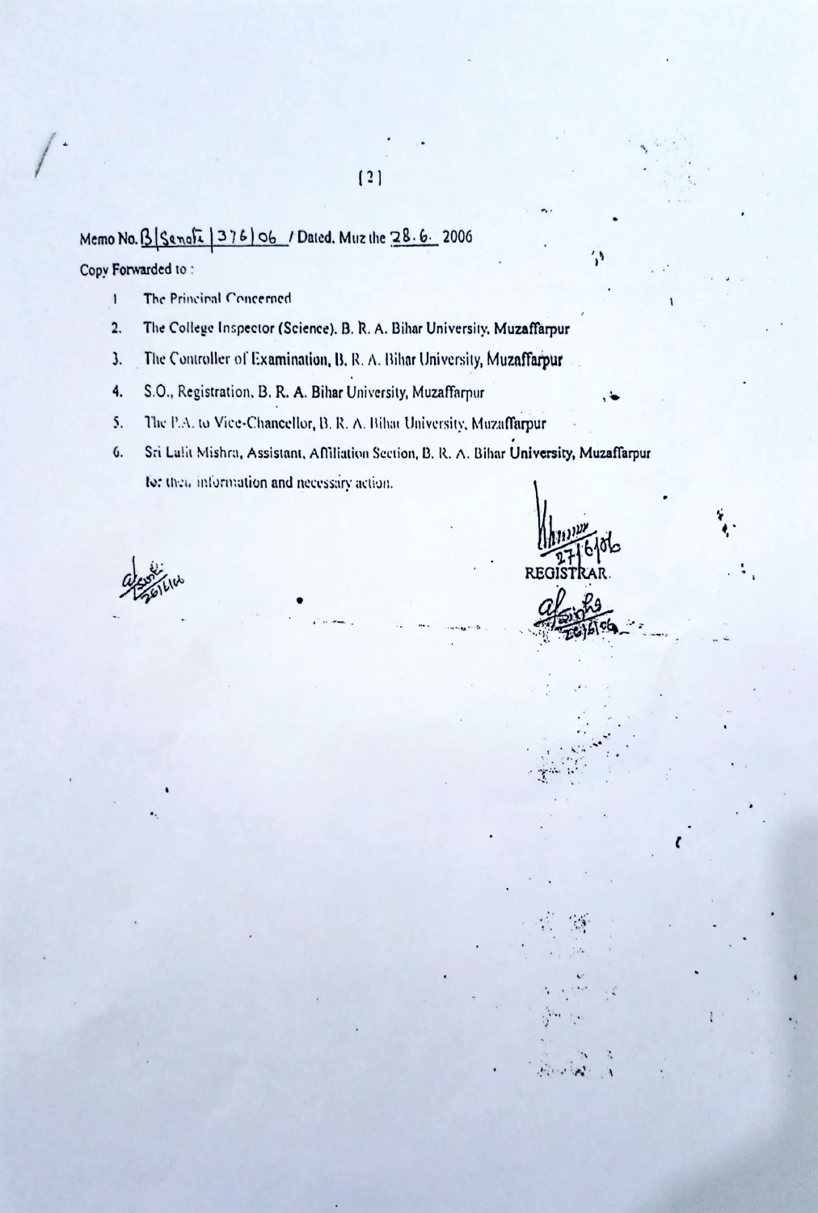Memo No. B/Senate/376/06 / Dated, Muz the 28.6. 2006

Copy Forwarded to :

1. The Principal Concerned
2. The College Inspector (Science), B. R. A. Bihar University, Muzaffarpur
3. The Controller of Examination, B. R. A. Bihar University, Muzaffarpur
4. S.O., Registration, B. R. A. Bihar University, Muzaffarpur
5. The P.A. to Vice-Chancellor, B. R. A. Bihar University, Muzaffarpur
6. Sri Lalit Mishra, Assistant, Affiliation Section, B. R. A. Bihar University, Muzaffarpur

for their information and necessary action.

27/6/06

REGISTRAR.

26/6/06

26/6/06